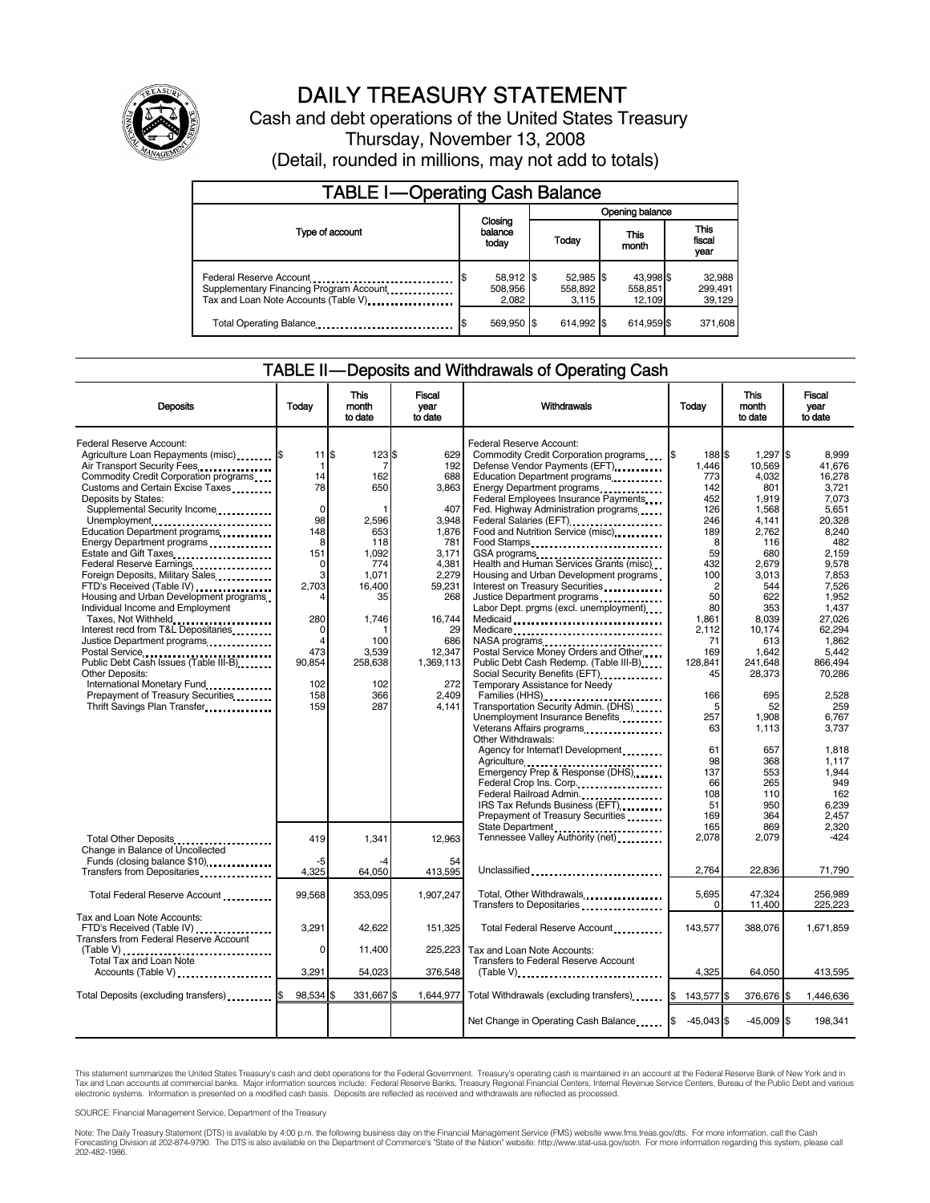# DAILY TREASURY STATEMENT

Cash and debt operations of the United States Treasury

Thursday, November 13, 2008

(Detail, rounded in millions, may not add to totals)

## TABLE I—Operating Cash Balance

| Type of account | Closing balance today | Opening balance Today | Opening balance This month | Opening balance This fiscal year |
|---|---|---|---|---|
| Federal Reserve Account | $ 58,912 | $ 52,985 | $ 43,998 | $ 32,988 |
| Supplementary Financing Program Account | 508,956 | 558,892 | 558,851 | 299,491 |
| Tax and Loan Note Accounts (Table V) | 2,082 | 3,115 | 12,109 | 39,129 |
| Total Operating Balance | $ 569,950 | $ 614,992 | $ 614,959 | $ 371,608 |

## TABLE II—Deposits and Withdrawals of Operating Cash

| Deposits | Today | This month to date | Fiscal year to date |
|---|---|---|---|
| Federal Reserve Account: | | | |
| Agriculture Loan Repayments (misc) | $ 11 | $ 123 | $ 629 |
| Air Transport Security Fees | 1 | 7 | 192 |
| Commodity Credit Corporation programs | 14 | 162 | 688 |
| Customs and Certain Excise Taxes | 78 | 650 | 3,863 |
| Deposits by States: | | | |
| Supplemental Security Income | 0 | 1 | 407 |
| Unemployment | 98 | 2,596 | 3,948 |
| Education Department programs | 148 | 653 | 1,876 |
| Energy Department programs | 8 | 118 | 781 |
| Estate and Gift Taxes | 151 | 1,092 | 3,171 |
| Federal Reserve Earnings | 0 | 774 | 4,381 |
| Foreign Deposits, Military Sales | 3 | 1,071 | 2,279 |
| FTD's Received (Table IV) | 2,703 | 16,400 | 59,231 |
| Housing and Urban Development programs | 4 | 35 | 268 |
| Individual Income and Employment Taxes, Not Withheld | 280 | 1,746 | 16,744 |
| Interest recd from T&L Depositaries | 0 | 1 | 29 |
| Justice Department programs | 4 | 100 | 686 |
| Postal Service | 473 | 3,539 | 12,347 |
| Public Debt Cash Issues (Table III-B) | 90,854 | 258,638 | 1,369,113 |
| Other Deposits: | | | |
| International Monetary Fund | 102 | 102 | 272 |
| Prepayment of Treasury Securities | 158 | 366 | 2,409 |
| Thrift Savings Plan Transfer | 159 | 287 | 4,141 |
| Total Other Deposits | 419 | 1,341 | 12,963 |
| Change in Balance of Uncollected Funds (closing balance $10) | -5 | -4 | 54 |
| Transfers from Depositaries | 4,325 | 64,050 | 413,595 |
| Total Federal Reserve Account | 99,568 | 353,095 | 1,907,247 |
| Tax and Loan Note Accounts: | | | |
| FTD's Received (Table IV) | 3,291 | 42,622 | 151,325 |
| Transfers from Federal Reserve Account (Table V) | 0 | 11,400 | 225,223 |
| Total Tax and Loan Note Accounts (Table V) | 3,291 | 54,023 | 376,548 |
| Total Deposits (excluding transfers) | $ 98,534 | $ 331,667 | $ 1,644,977 |

| Withdrawals | Today | This month to date | Fiscal year to date |
|---|---|---|---|
| Federal Reserve Account: | | | |
| Commodity Credit Corporation programs | $ 188 | $ 1,297 | $ 8,999 |
| Defense Vendor Payments (EFT) | 1,446 | 10,569 | 41,676 |
| Education Department programs | 773 | 4,032 | 16,278 |
| Energy Department programs | 142 | 801 | 3,721 |
| Federal Employees Insurance Payments | 452 | 1,919 | 7,073 |
| Fed. Highway Administration programs | 126 | 1,568 | 5,651 |
| Federal Salaries (EFT) | 246 | 4,141 | 20,328 |
| Food and Nutrition Service (misc) | 189 | 2,762 | 8,240 |
| Food Stamps | 8 | 116 | 482 |
| GSA programs | 59 | 680 | 2,159 |
| Health and Human Services Grants (misc) | 432 | 2,679 | 9,578 |
| Housing and Urban Development programs | 100 | 3,013 | 7,853 |
| Interest on Treasury Securities | 2 | 544 | 7,526 |
| Justice Department programs | 50 | 622 | 1,952 |
| Labor Dept. prgms (excl. unemployment) | 80 | 353 | 1,437 |
| Medicaid | 1,861 | 8,039 | 27,026 |
| Medicare | 2,112 | 10,174 | 62,294 |
| NASA programs | 71 | 613 | 1,862 |
| Postal Service Money Orders and Other | 169 | 1,642 | 5,442 |
| Public Debt Cash Redemp. (Table III-B) | 128,841 | 241,648 | 866,494 |
| Social Security Benefits (EFT) | 45 | 28,373 | 70,286 |
| Temporary Assistance for Needy Families (HHS) | 166 | 695 | 2,528 |
| Transportation Security Admin. (DHS) | 5 | 52 | 259 |
| Unemployment Insurance Benefits | 257 | 1,908 | 6,767 |
| Veterans Affairs programs | 63 | 1,113 | 3,737 |
| Other Withdrawals: | | | |
| Agency for Internat'l Development | 61 | 657 | 1,818 |
| Agriculture | 98 | 368 | 1,117 |
| Emergency Prep & Response (DHS) | 137 | 553 | 1,944 |
| Federal Crop Ins. Corp. | 66 | 265 | 949 |
| Federal Railroad Admin. | 108 | 110 | 162 |
| IRS Tax Refunds Business (EFT) | 51 | 950 | 6,239 |
| Prepayment of Treasury Securities | 169 | 364 | 2,457 |
| State Department | 165 | 869 | 2,320 |
| Tennessee Valley Authority (net) | 2,078 | 2,079 | -424 |
| Unclassified | 2,764 | 22,836 | 71,790 |
| Total, Other Withdrawals | 5,695 | 47,324 | 256,989 |
| Transfers to Depositaries | 0 | 11,400 | 225,223 |
| Total Federal Reserve Account | 143,577 | 388,076 | 1,671,859 |
| Tax and Loan Note Accounts: | | | |
| Transfers to Federal Reserve Account (Table V) | 4,325 | 64,050 | 413,595 |
| Total Withdrawals (excluding transfers) | $ 143,577 | $ 376,676 | $ 1,446,636 |
| Net Change in Operating Cash Balance | $ -45,043 | $ -45,009 | $ 198,341 |

This statement summarizes the United States Treasury's cash and debt operations for the Federal Government. Treasury's operating cash is maintained in an account at the Federal Reserve Bank of New York and in Tax and Loan accounts at commercial banks. Major information sources include: Federal Reserve Banks, Treasury Regional Financial Centers, Internal Revenue Service Centers, Bureau of the Public Debt and various electronic systems. Information is presented on a modified cash basis. Deposits are reflected as received and withdrawals are reflected as processed.

SOURCE: Financial Management Service, Department of the Treasury

Note: The Daily Treasury Statement (DTS) is available by 4:00 p.m. the following business day on the Financial Management Service (FMS) website www.fms.treas.gov/dts. For more information, call the Cash Forecasting Division at 202-874-9790. The DTS is also available on the Department of Commerce's "State of the Nation" website: http://www.stat-usa.gov/sotn. For more information regarding this system, please call 202-482-1986.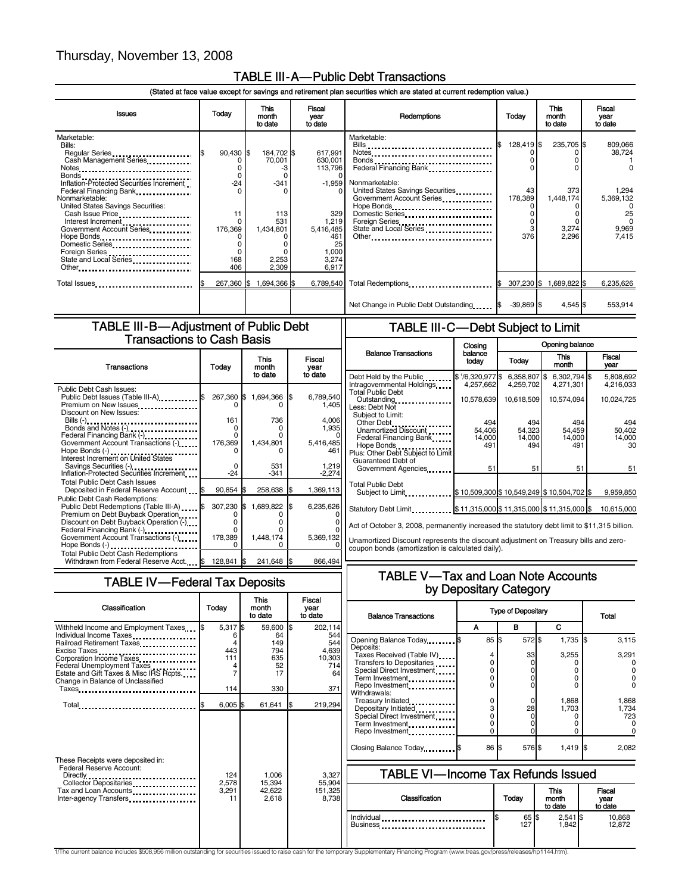Thursday, November 13, 2008

## TABLE III-A—Public Debt Transactions

(Stated at face value except for savings and retirement plan securities which are stated at current redemption value.)

| Issues | Today | This month to date | Fiscal year to date |
|---|---|---|---|
| Marketable: | | | |
| Bills: | | | |
| Regular Series | $ 90,430 | $ 184,702 | $ 617,991 |
| Cash Management Series | 0 | 70,001 | 630,001 |
| Notes | 0 | -3 | 113,796 |
| Bonds | 0 | 0 | 0 |
| Inflation-Protected Securities Increment | -24 | -341 | -1,959 |
| Federal Financing Bank | 0 | 0 | 0 |
| Nonmarketable: | | | |
| United States Savings Securities: | | | |
| Cash Issue Price | 11 | 113 | 329 |
| Interest Increment | 0 | 531 | 1,219 |
| Government Account Series | 176,369 | 1,434,801 | 5,416,485 |
| Hope Bonds | 0 | 0 | 461 |
| Domestic Series | 0 | 0 | 25 |
| Foreign Series | 0 | 0 | 1,000 |
| State and Local Series | 168 | 2,253 | 3,274 |
| Other | 406 | 2,309 | 6,917 |
| Total Issues | $ 267,360 | $ 1,694,366 | $ 6,789,540 |

| Redemptions | Today | This month to date | Fiscal year to date |
|---|---|---|---|
| Marketable: | | | |
| Bills | $ 128,419 | $ 235,705 | $ 809,066 |
| Notes | 0 | 0 | 38,724 |
| Bonds | 0 | 0 | 1 |
| Federal Financing Bank | 0 | 0 | 0 |
| Nonmarketable: | | | |
| United States Savings Securities | 43 | 373 | 1,294 |
| Government Account Series | 178,389 | 1,448,174 | 5,369,132 |
| Hope Bonds | 0 | 0 | 0 |
| Domestic Series | 0 | 0 | 25 |
| Foreign Series | 0 | 0 | 0 |
| State and Local Series | 3 | 3,274 | 9,969 |
| Other | 376 | 2,296 | 7,415 |
| Total Redemptions | $ 307,230 | $ 1,689,822 | $ 6,235,626 |
| Net Change in Public Debt Outstanding | $ -39,869 | $ 4,545 | $ 553,914 |

## TABLE III-B—Adjustment of Public Debt Transactions to Cash Basis

| Transactions | Today | This month to date | Fiscal year to date |
|---|---|---|---|
| Public Debt Cash Issues: | | | |
| Public Debt Issues (Table III-A) | $ 267,360 | $ 1,694,366 | $ 6,789,540 |
| Premium on New Issues | 0 | 0 | 1,405 |
| Discount on New Issues: | | | |
| Bills (-) | 161 | 736 | 4,006 |
| Bonds and Notes (-) | 0 | 0 | 1,935 |
| Federal Financing Bank (-) | 0 | 0 | 0 |
| Government Account Transactions (-) | 176,369 | 1,434,801 | 5,416,485 |
| Hope Bonds (-) | 0 | 0 | 461 |
| Interest Increment on United States Savings Securities (-) | 0 | 531 | 1,219 |
| Inflation-Protected Securities Increment | -24 | -341 | -2,274 |
| Total Public Debt Cash Issues Deposited in Federal Reserve Account | $ 90,854 | $ 258,638 | $ 1,369,113 |
| Public Debt Cash Redemptions: | | | |
| Public Debt Redemptions (Table III-A) | $ 307,230 | $ 1,689,822 | $ 6,235,626 |
| Premium on Debt Buyback Operation | 0 | 0 | 0 |
| Discount on Debt Buyback Operation (-) | 0 | 0 | 0 |
| Federal Financing Bank (-) | 0 | 0 | 0 |
| Government Account Transactions (-) | 178,389 | 1,448,174 | 5,369,132 |
| Hope Bonds (-) | 0 | 0 | 0 |
| Total Public Debt Cash Redemptions Withdrawn from Federal Reserve Acct. | $ 128,841 | $ 241,648 | $ 866,494 |

## TABLE III-C—Debt Subject to Limit

| Balance Transactions | Closing balance today | Opening balance Today | Opening balance This month | Opening balance Fiscal year |
|---|---|---|---|---|
| Debt Held by the Public | $ [1]6,320,977 | $ 6,358,807 | $ 6,302,794 | $ 5,808,692 |
| Intragovernmental Holdings | 4,257,662 | 4,259,702 | 4,271,301 | 4,216,033 |
| Total Public Debt Outstanding | 10,578,639 | 10,618,509 | 10,574,094 | 10,024,725 |
| Less: Debt Not Subject to Limit: | | | | |
| Other Debt | 494 | 494 | 494 | 494 |
| Unamortized Discount | 54,406 | 54,323 | 54,459 | 50,402 |
| Federal Financing Bank | 14,000 | 14,000 | 14,000 | 14,000 |
| Hope Bonds | 491 | 494 | 491 | 30 |
| Plus: Other Debt Subject to Limit Guaranteed Debt of Government Agencies | 51 | 51 | 51 | 51 |
| Total Public Debt Subject to Limit | $ 10,509,300 | $ 10,549,249 | $ 10,504,702 | $ 9,959,850 |
| Statutory Debt Limit | $ 11,315,000 | $ 11,315,000 | $ 11,315,000 | $ 10,615,000 |

Act of October 3, 2008, permanently increased the statutory debt limit to $11,315 billion.

Unamortized Discount represents the discount adjustment on Treasury bills and zero-coupon bonds (amortization is calculated daily).

## TABLE IV—Federal Tax Deposits

| Classification | Today | This month to date | Fiscal year to date |
|---|---|---|---|
| Withheld Income and Employment Taxes | $ 5,317 | $ 59,600 | $ 202,114 |
| Individual Income Taxes | 6 | 64 | 544 |
| Railroad Retirement Taxes | 4 | 149 | 544 |
| Excise Taxes | 443 | 794 | 4,639 |
| Corporation Income Taxes | 111 | 635 | 10,303 |
| Federal Unemployment Taxes | 4 | 52 | 714 |
| Estate and Gift Taxes & Misc IRS Rcpts. | 7 | 17 | 64 |
| Change in Balance of Unclassified Taxes | 114 | 330 | 371 |
| Total | $ 6,005 | $ 61,641 | $ 219,294 |
| These Receipts were deposited in: | | | |
| Federal Reserve Account: | | | |
| Directly | 124 | 1,006 | 3,327 |
| Collector Depositaries | 2,578 | 15,394 | 55,904 |
| Tax and Loan Accounts | 3,291 | 42,622 | 151,325 |
| Inter-agency Transfers | 11 | 2,618 | 8,738 |

## TABLE V—Tax and Loan Note Accounts by Depositary Category

| Balance Transactions | Type of Depositary A | B | C | Total |
|---|---|---|---|---|
| Opening Balance Today | $ 85 | $ 572 | $ 1,735 | $ 3,115 |
| Deposits: | | | | |
| Taxes Received (Table IV) | 4 | 33 | 3,255 | 3,291 |
| Transfers to Depositaries | 0 | 0 | 0 | 0 |
| Special Direct Investment | 0 | 0 | 0 | 0 |
| Term Investment | 0 | 0 | 0 | 0 |
| Repo Investment | 0 | 0 | 0 | 0 |
| Withdrawals: | | | | |
| Treasury Initiated | 0 | 0 | 1,868 | 1,868 |
| Depositary Initiated | 3 | 28 | 1,703 | 1,734 |
| Special Direct Investment | 0 | 0 | 0 | 723 |
| Term Investment | 0 | 0 | 0 | 0 |
| Repo Investment | 0 | 0 | 0 | 0 |
| Closing Balance Today | $ 86 | $ 576 | $ 1,419 | $ 2,082 |

## TABLE VI—Income Tax Refunds Issued

| Classification | Today | This month to date | Fiscal year to date |
|---|---|---|---|
| Individual | $ 65 | $ 2,541 | $ 10,868 |
| Business | 127 | 1,842 | 12,872 |

1/The current balance includes $508,956 million outstanding for securities issued to raise cash for the temporary Supplementary Financing Program (www.treas.gov/press/releases/hp1144.htm).